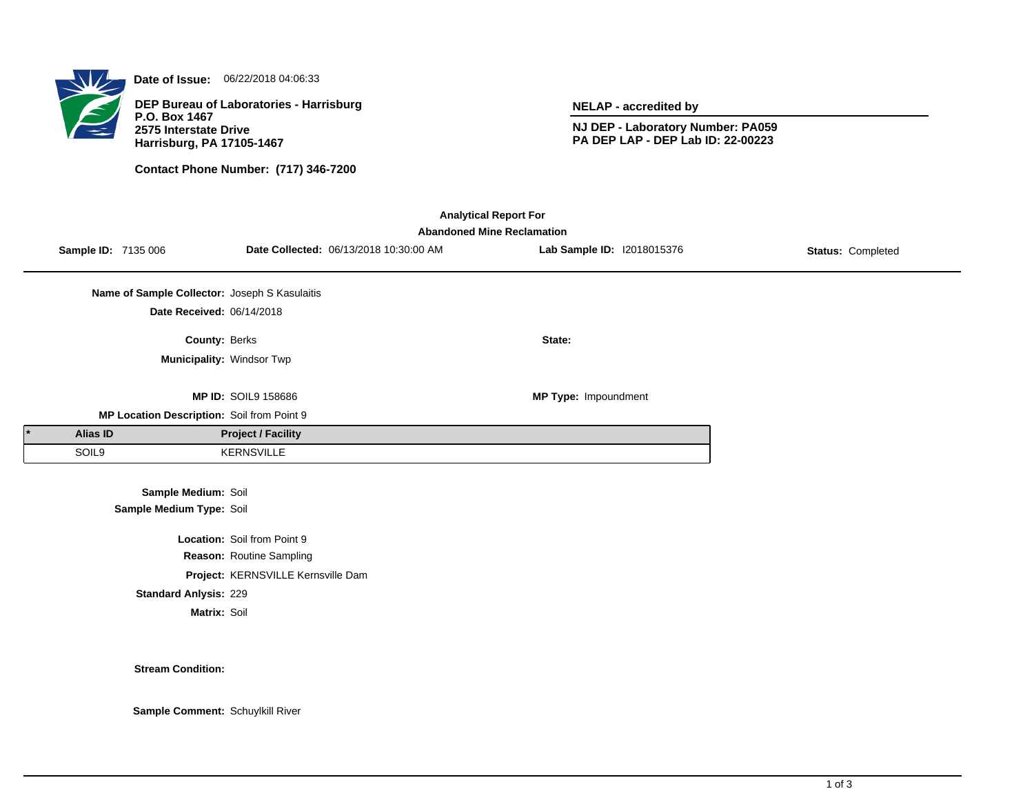**Date of Issue:** 06/22/2018 04:06:33

**DEP Bureau of Laboratories - Harrisburg**
**P.O. Box 1467**
**2575 Interstate Drive**
**Harrisburg, PA 17105-1467**

**Contact Phone Number: (717) 346-7200**

**NELAP - accredited by**

**NJ DEP - Laboratory Number: PA059**
**PA DEP LAP - DEP Lab ID: 22-00223**

## Analytical Report For Abandoned Mine Reclamation

**Sample ID:** 7135 006 **Date Collected:** 06/13/2018 10:30:00 AM **Lab Sample ID:** I2018015376 **Status:** Completed

**Name of Sample Collector:** Joseph S Kasulaitis

**Date Received:** 06/14/2018

**County:** Berks **State:**

**Municipality:** Windsor Twp

**MP ID:** SOIL9 158686 **MP Type:** Impoundment

**MP Location Description:** Soil from Point 9

| * | Alias ID | Project / Facility |
|---|---|---|
| | SOIL9 | KERNSVILLE |

**Sample Medium:** Soil

**Sample Medium Type:** Soil

**Location:** Soil from Point 9

**Reason:** Routine Sampling

**Project:** KERNSVILLE Kernsville Dam

**Standard Anlysis:** 229

**Matrix:** Soil

**Stream Condition:**

**Sample Comment:** Schuylkill River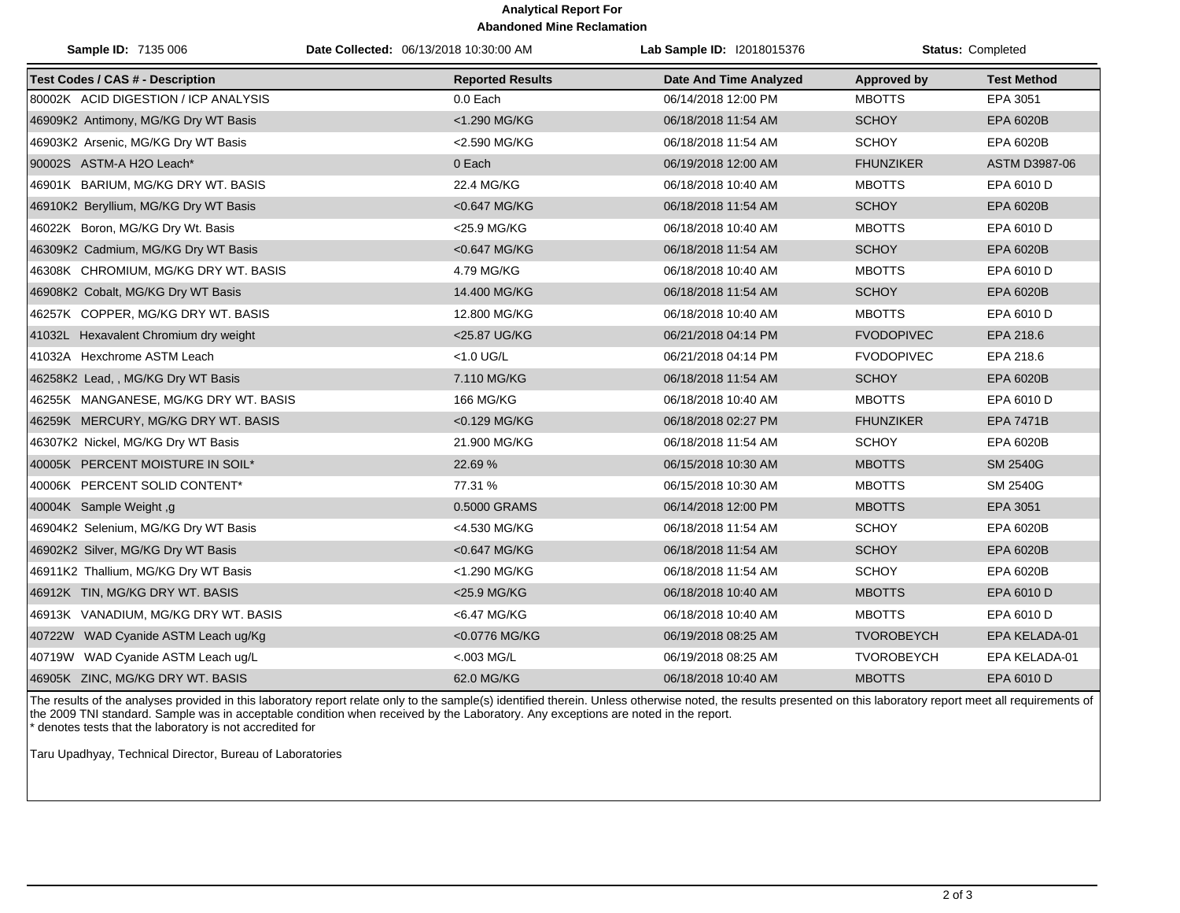**Analytical Report For**
**Abandoned Mine Reclamation**

| **Sample ID:** 7135 006 | **Date Collected:** 06/13/2018 10:30:00 AM | **Lab Sample ID:** I2018015376 | **Status:** Completed |
|---|---|---|---|

| Test Codes / CAS # - Description | Reported Results | Date And Time Analyzed | Approved by | Test Method |
|---|---|---|---|---|
| 80002K ACID DIGESTION / ICP ANALYSIS | 0.0 Each | 06/14/2018 12:00 PM | MBOTTS | EPA 3051 |
| 46909K2 Antimony, MG/KG Dry WT Basis | <1.290 MG/KG | 06/18/2018 11:54 AM | SCHOY | EPA 6020B |
| 46903K2 Arsenic, MG/KG Dry WT Basis | <2.590 MG/KG | 06/18/2018 11:54 AM | SCHOY | EPA 6020B |
| 90002S ASTM-A H2O Leach* | 0 Each | 06/19/2018 12:00 AM | FHUNZIKER | ASTM D3987-06 |
| 46901K BARIUM, MG/KG DRY WT. BASIS | 22.4 MG/KG | 06/18/2018 10:40 AM | MBOTTS | EPA 6010 D |
| 46910K2 Beryllium, MG/KG Dry WT Basis | <0.647 MG/KG | 06/18/2018 11:54 AM | SCHOY | EPA 6020B |
| 46022K Boron, MG/KG Dry Wt. Basis | <25.9 MG/KG | 06/18/2018 10:40 AM | MBOTTS | EPA 6010 D |
| 46309K2 Cadmium, MG/KG Dry WT Basis | <0.647 MG/KG | 06/18/2018 11:54 AM | SCHOY | EPA 6020B |
| 46308K CHROMIUM, MG/KG DRY WT. BASIS | 4.79 MG/KG | 06/18/2018 10:40 AM | MBOTTS | EPA 6010 D |
| 46908K2 Cobalt, MG/KG Dry WT Basis | 14.400 MG/KG | 06/18/2018 11:54 AM | SCHOY | EPA 6020B |
| 46257K COPPER, MG/KG DRY WT. BASIS | 12.800 MG/KG | 06/18/2018 10:40 AM | MBOTTS | EPA 6010 D |
| 41032L Hexavalent Chromium dry weight | <25.87 UG/KG | 06/21/2018 04:14 PM | FVODOPIVEC | EPA 218.6 |
| 41032A Hexchrome ASTM Leach | <1.0 UG/L | 06/21/2018 04:14 PM | FVODOPIVEC | EPA 218.6 |
| 46258K2 Lead, , MG/KG Dry WT Basis | 7.110 MG/KG | 06/18/2018 11:54 AM | SCHOY | EPA 6020B |
| 46255K MANGANESE, MG/KG DRY WT. BASIS | 166 MG/KG | 06/18/2018 10:40 AM | MBOTTS | EPA 6010 D |
| 46259K MERCURY, MG/KG DRY WT. BASIS | <0.129 MG/KG | 06/18/2018 02:27 PM | FHUNZIKER | EPA 7471B |
| 46307K2 Nickel, MG/KG Dry WT Basis | 21.900 MG/KG | 06/18/2018 11:54 AM | SCHOY | EPA 6020B |
| 40005K PERCENT MOISTURE IN SOIL* | 22.69 % | 06/15/2018 10:30 AM | MBOTTS | SM 2540G |
| 40006K PERCENT SOLID CONTENT* | 77.31 % | 06/15/2018 10:30 AM | MBOTTS | SM 2540G |
| 40004K Sample Weight ,g | 0.5000 GRAMS | 06/14/2018 12:00 PM | MBOTTS | EPA 3051 |
| 46904K2 Selenium, MG/KG Dry WT Basis | <4.530 MG/KG | 06/18/2018 11:54 AM | SCHOY | EPA 6020B |
| 46902K2 Silver, MG/KG Dry WT Basis | <0.647 MG/KG | 06/18/2018 11:54 AM | SCHOY | EPA 6020B |
| 46911K2 Thallium, MG/KG Dry WT Basis | <1.290 MG/KG | 06/18/2018 11:54 AM | SCHOY | EPA 6020B |
| 46912K TIN, MG/KG DRY WT. BASIS | <25.9 MG/KG | 06/18/2018 10:40 AM | MBOTTS | EPA 6010 D |
| 46913K VANADIUM, MG/KG DRY WT. BASIS | <6.47 MG/KG | 06/18/2018 10:40 AM | MBOTTS | EPA 6010 D |
| 40722W WAD Cyanide ASTM Leach ug/Kg | <0.0776 MG/KG | 06/19/2018 08:25 AM | TVOROBEYCH | EPA KELADA-01 |
| 40719W WAD Cyanide ASTM Leach ug/L | <.003 MG/L | 06/19/2018 08:25 AM | TVOROBEYCH | EPA KELADA-01 |
| 46905K ZINC, MG/KG DRY WT. BASIS | 62.0 MG/KG | 06/18/2018 10:40 AM | MBOTTS | EPA 6010 D |

The results of the analyses provided in this laboratory report relate only to the sample(s) identified therein. Unless otherwise noted, the results presented on this laboratory report meet all requirements of the 2009 TNI standard. Sample was in acceptable condition when received by the Laboratory. Any exceptions are noted in the report.
* denotes tests that the laboratory is not accredited for

Taru Upadhyay, Technical Director, Bureau of Laboratories